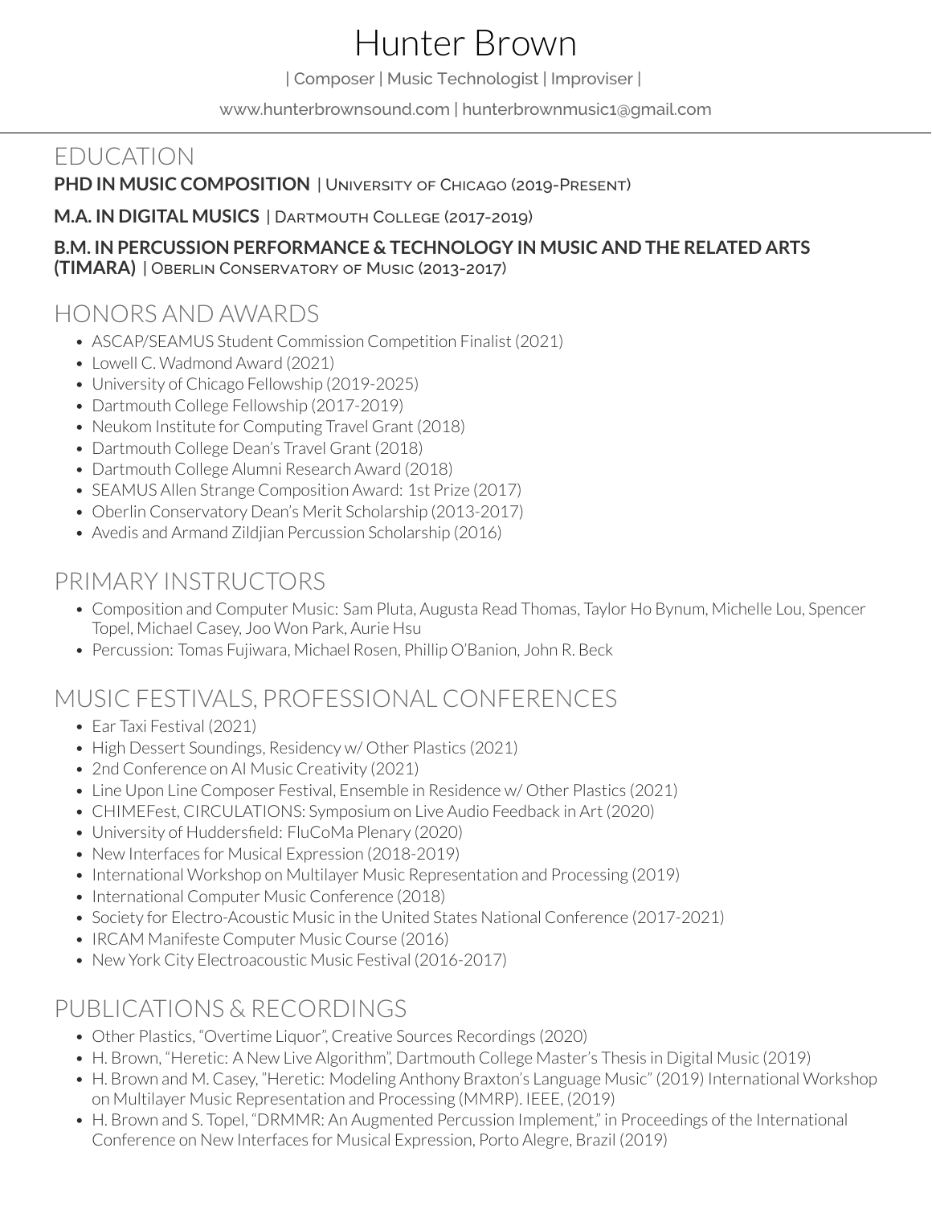# Hunter Brown

| Composer | Music Technologist | Improviser |

www.hunterbrownsound.com | hunterbrownmusic1@gmail.com

## EDUCATION

**PHD IN MUSIC COMPOSITION** | University of Chicago (2019-Present)

**M.A. IN DIGITAL MUSICS** | Dartmouth College (2017-2019)

**B.M. IN PERCUSSION PERFORMANCE & TECHNOLOGY IN MUSIC AND THE RELATED ARTS (TIMARA)** | Oberlin Conservatory of Music (2013-2017)

## HONORS AND AWARDS

- ASCAP/SEAMUS Student Commission Competition Finalist (2021)
- Lowell C. Wadmond Award (2021)
- University of Chicago Fellowship (2019-2025)
- Dartmouth College Fellowship (2017-2019)
- Neukom Institute for Computing Travel Grant (2018)
- Dartmouth College Dean's Travel Grant (2018)
- Dartmouth College Alumni Research Award (2018)
- SEAMUS Allen Strange Composition Award: 1st Prize (2017)
- Oberlin Conservatory Dean's Merit Scholarship (2013-2017)
- Avedis and Armand Zildjian Percussion Scholarship (2016)

## PRIMARY INSTRUCTORS

- Composition and Computer Music: Sam Pluta, Augusta Read Thomas, Taylor Ho Bynum, Michelle Lou, Spencer Topel, Michael Casey, Joo Won Park, Aurie Hsu
- Percussion: Tomas Fujiwara, Michael Rosen, Phillip O'Banion, John R. Beck

## MUSIC FESTIVALS, PROFESSIONAL CONFERENCES

- Ear Taxi Festival (2021)
- High Dessert Soundings, Residency w/ Other Plastics (2021)
- 2nd Conference on AI Music Creativity (2021)
- Line Upon Line Composer Festival, Ensemble in Residence w/ Other Plastics (2021)
- CHIMEFest, CIRCULATIONS: Symposium on Live Audio Feedback in Art (2020)
- University of Huddersfield: FluCoMa Plenary (2020)
- New Interfaces for Musical Expression (2018-2019)
- International Workshop on Multilayer Music Representation and Processing (2019)
- International Computer Music Conference (2018)
- Society for Electro-Acoustic Music in the United States National Conference (2017-2021)
- IRCAM Manifeste Computer Music Course (2016)
- New York City Electroacoustic Music Festival (2016-2017)

## PUBLICATIONS & RECORDINGS

- Other Plastics, "Overtime Liquor", Creative Sources Recordings (2020)
- H. Brown, "Heretic: A New Live Algorithm", Dartmouth College Master's Thesis in Digital Music (2019)
- H. Brown and M. Casey, "Heretic: Modeling Anthony Braxton's Language Music" (2019) International Workshop on Multilayer Music Representation and Processing (MMRP). IEEE, (2019)
- H. Brown and S. Topel, "DRMMR: An Augmented Percussion Implement," in Proceedings of the International Conference on New Interfaces for Musical Expression, Porto Alegre, Brazil (2019)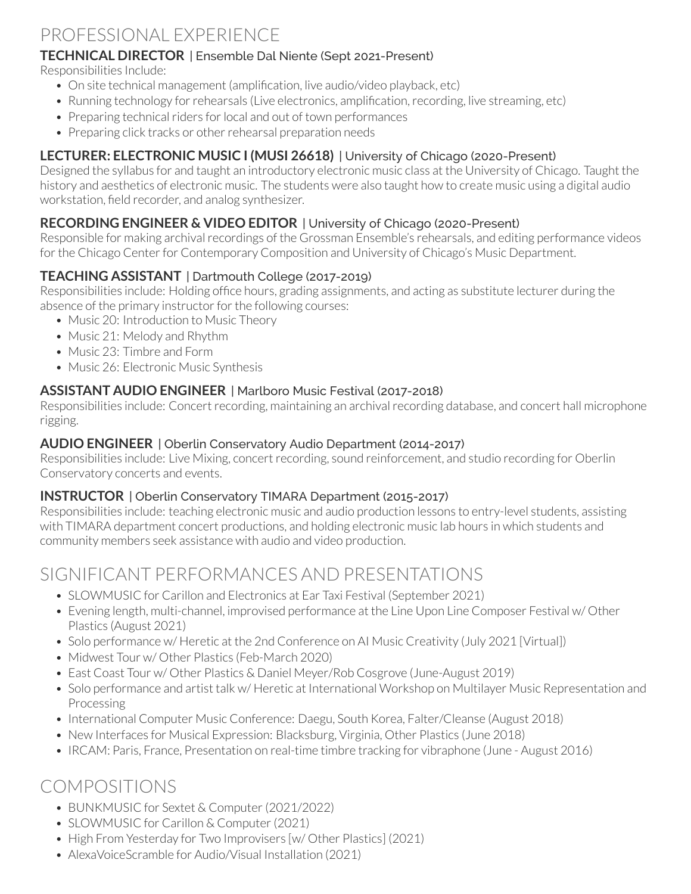# PROFESSIONAL EXPERIENCE

### **TECHNICAL DIRECTOR** | Ensemble Dal Niente (Sept 2021-Present)

Responsibilities Include:

- On site technical management (amplification, live audio/video playback, etc)
- Running technology for rehearsals (Live electronics, amplification, recording, live streaming, etc)
- Preparing technical riders for local and out of town performances
- Preparing click tracks or other rehearsal preparation needs

### **LECTURER: ELECTRONIC MUSIC I (MUSI 26618)** | University of Chicago (2020-Present)

Designed the syllabus for and taught an introductory electronic music class at the University of Chicago. Taught the history and aesthetics of electronic music. The students were also taught how to create music using a digital audio workstation, field recorder, and analog synthesizer.

### **RECORDING ENGINEER & VIDEO EDITOR** | University of Chicago (2020-Present)

Responsible for making archival recordings of the Grossman Ensemble's rehearsals, and editing performance videos for the Chicago Center for Contemporary Composition and University of Chicago's Music Department.

### **TEACHING ASSISTANT** | Dartmouth College (2017-2019)

Responsibilities include: Holding office hours, grading assignments, and acting as substitute lecturer during the absence of the primary instructor for the following courses:

- Music 20: Introduction to Music Theory
- Music 21: Melody and Rhythm
- Music 23: Timbre and Form
- Music 26: Electronic Music Synthesis

### **ASSISTANT AUDIO ENGINEER** | Marlboro Music Festival (2017-2018)

Responsibilities include: Concert recording, maintaining an archival recording database, and concert hall microphone rigging.

### **AUDIO ENGINEER** | Oberlin Conservatory Audio Department (2014-2017)

Responsibilities include: Live Mixing, concert recording, sound reinforcement, and studio recording for Oberlin Conservatory concerts and events.

### **INSTRUCTOR** | Oberlin Conservatory TIMARA Department (2015-2017)

Responsibilities include: teaching electronic music and audio production lessons to entry-level students, assisting with TIMARA department concert productions, and holding electronic music lab hours in which students and community members seek assistance with audio and video production.

# SIGNIFICANT PERFORMANCES AND PRESENTATIONS

- SLOWMUSIC for Carillon and Electronics at Ear Taxi Festival (September 2021)
- Evening length, multi-channel, improvised performance at the Line Upon Line Composer Festival w/ Other Plastics (August 2021)
- Solo performance w/ Heretic at the 2nd Conference on AI Music Creativity (July 2021 [Virtual])
- Midwest Tour w/ Other Plastics (Feb-March 2020)
- East Coast Tour w/ Other Plastics & Daniel Meyer/Rob Cosgrove (June-August 2019)
- Solo performance and artist talk w/ Heretic at International Workshop on Multilayer Music Representation and Processing
- International Computer Music Conference: Daegu, South Korea, Falter/Cleanse (August 2018)
- New Interfaces for Musical Expression: Blacksburg, Virginia, Other Plastics (June 2018)
- IRCAM: Paris, France, Presentation on real-time timbre tracking for vibraphone (June - August 2016)

# COMPOSITIONS

- BUNKMUSIC for Sextet & Computer (2021/2022)
- SLOWMUSIC for Carillon & Computer (2021)
- High From Yesterday for Two Improvisers [w/ Other Plastics] (2021)
- AlexaVoiceScramble for Audio/Visual Installation (2021)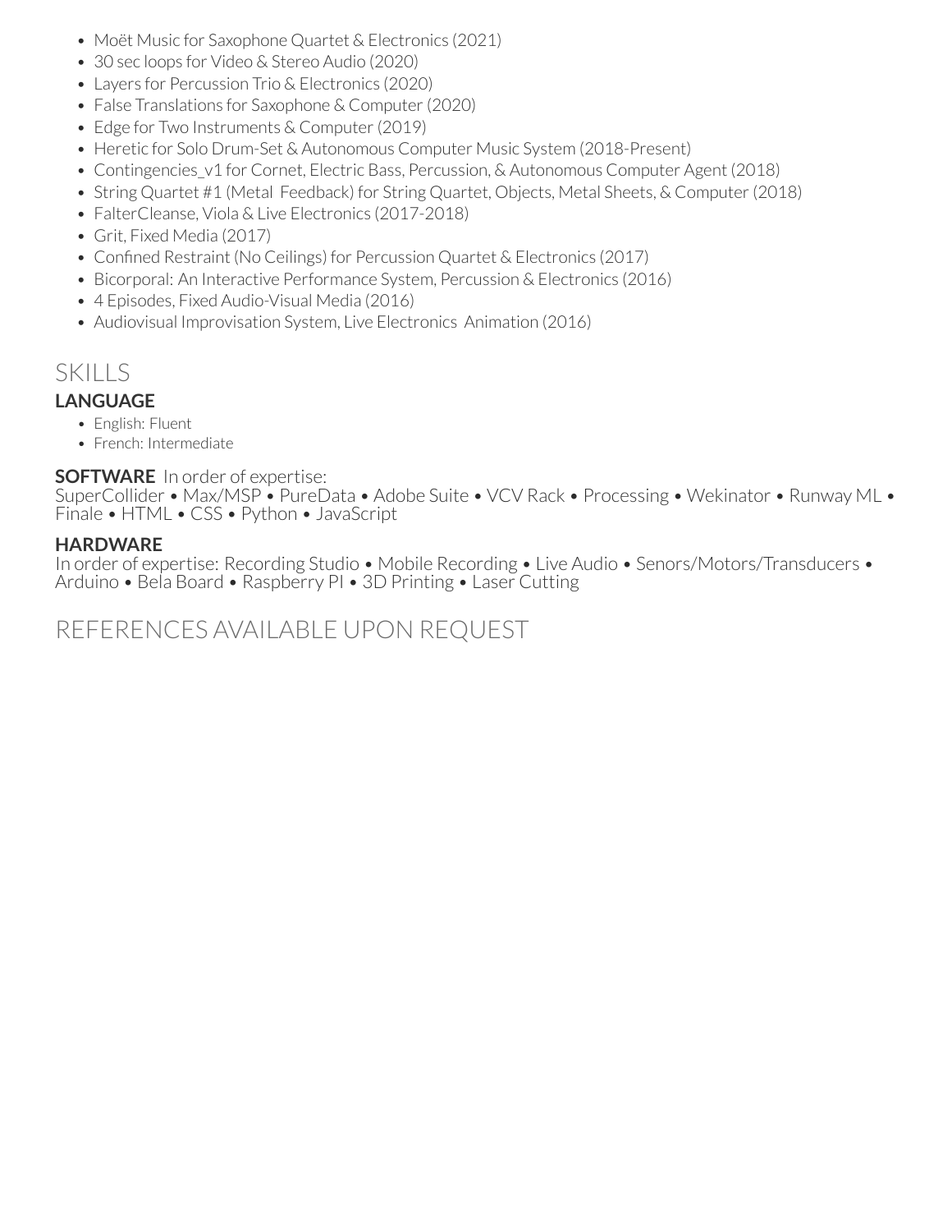- Moët Music for Saxophone Quartet & Electronics (2021)
- 30 sec loops for Video & Stereo Audio (2020)
- Layers for Percussion Trio & Electronics (2020)
- False Translations for Saxophone & Computer (2020)
- Edge for Two Instruments & Computer (2019)
- Heretic for Solo Drum-Set & Autonomous Computer Music System (2018-Present)
- Contingencies_v1 for Cornet, Electric Bass, Percussion, & Autonomous Computer Agent (2018)
- String Quartet #1 (Metal Feedback) for String Quartet, Objects, Metal Sheets, & Computer (2018)
- FalterCleanse, Viola & Live Electronics (2017-2018)
- Grit, Fixed Media (2017)
- Confined Restraint (No Ceilings) for Percussion Quartet & Electronics (2017)
- Bicorporal: An Interactive Performance System, Percussion & Electronics (2016)
- 4 Episodes, Fixed Audio-Visual Media (2016)
- Audiovisual Improvisation System, Live Electronics Animation (2016)

# SKILLS

## LANGUAGE

- English: Fluent
- French: Intermediate

**SOFTWARE** In order of expertise:
SuperCollider • Max/MSP • PureData • Adobe Suite • VCV Rack • Processing • Wekinator • Runway ML • Finale • HTML • CSS • Python • JavaScript

**HARDWARE**
In order of expertise: Recording Studio • Mobile Recording • Live Audio • Senors/Motors/Transducers • Arduino • Bela Board • Raspberry PI • 3D Printing • Laser Cutting

# REFERENCES AVAILABLE UPON REQUEST